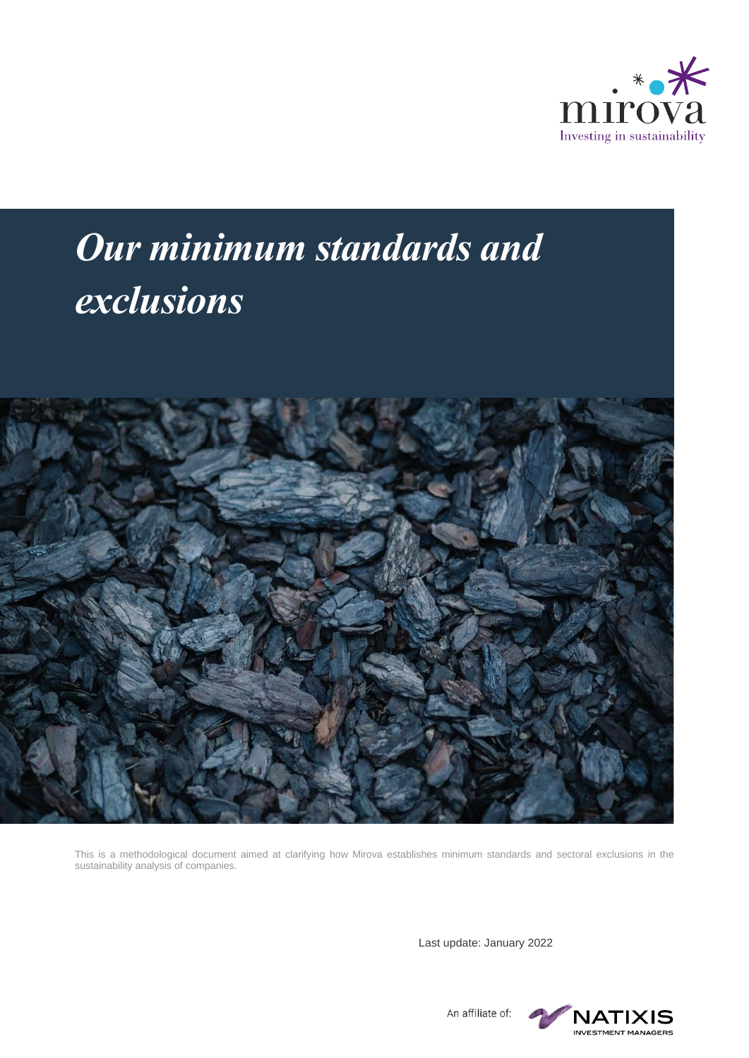mirova

Investing in sustainability

# *Our minimum standards and exclusions*

This is a methodological document aimed at clarifying how Mirova establishes minimum standards and sectoral exclusions in the sustainability analysis of companies.

Last update: January 2022

An affiliate of: NATIXIS INVESTMENT MANAGERS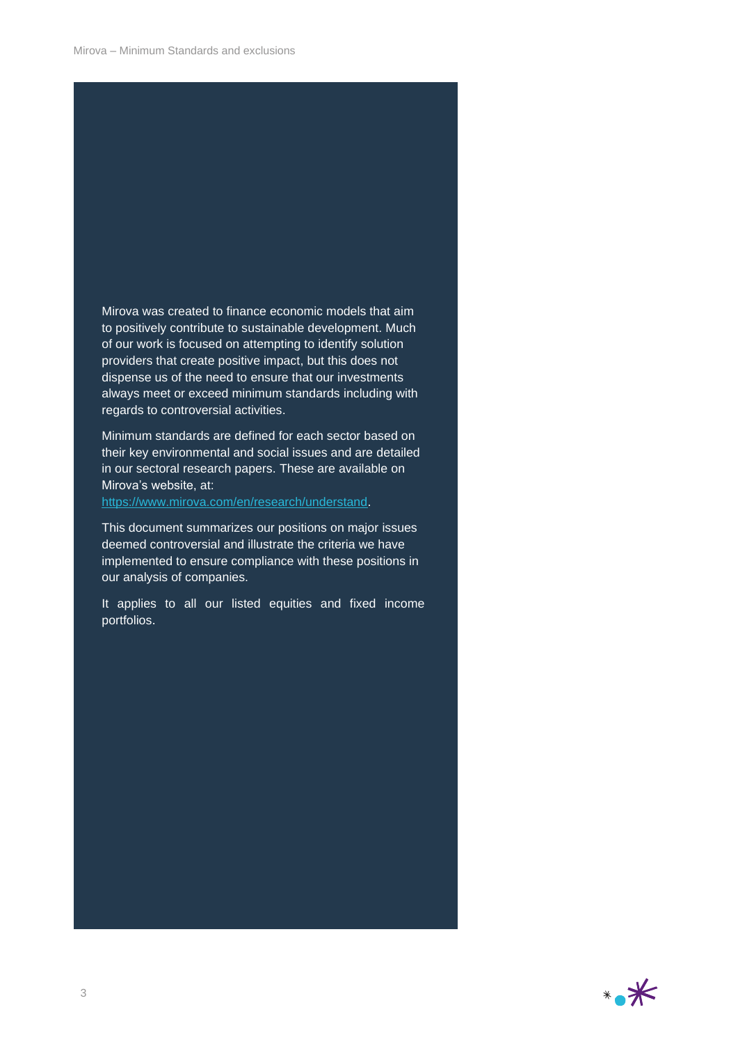Mirova was created to finance economic models that aim to positively contribute to sustainable development. Much of our work is focused on attempting to identify solution providers that create positive impact, but this does not dispense us of the need to ensure that our investments always meet or exceed minimum standards including with regards to controversial activities.

Minimum standards are defined for each sector based on their key environmental and social issues and are detailed in our sectoral research papers. These are available on Mirova's website, at: [https://www.mirova.com/en/research/understand](https://www.mirova.com/en/research/understand).

This document summarizes our positions on major issues deemed controversial and illustrate the criteria we have implemented to ensure compliance with these positions in our analysis of companies.

It applies to all our listed equities and fixed income portfolios.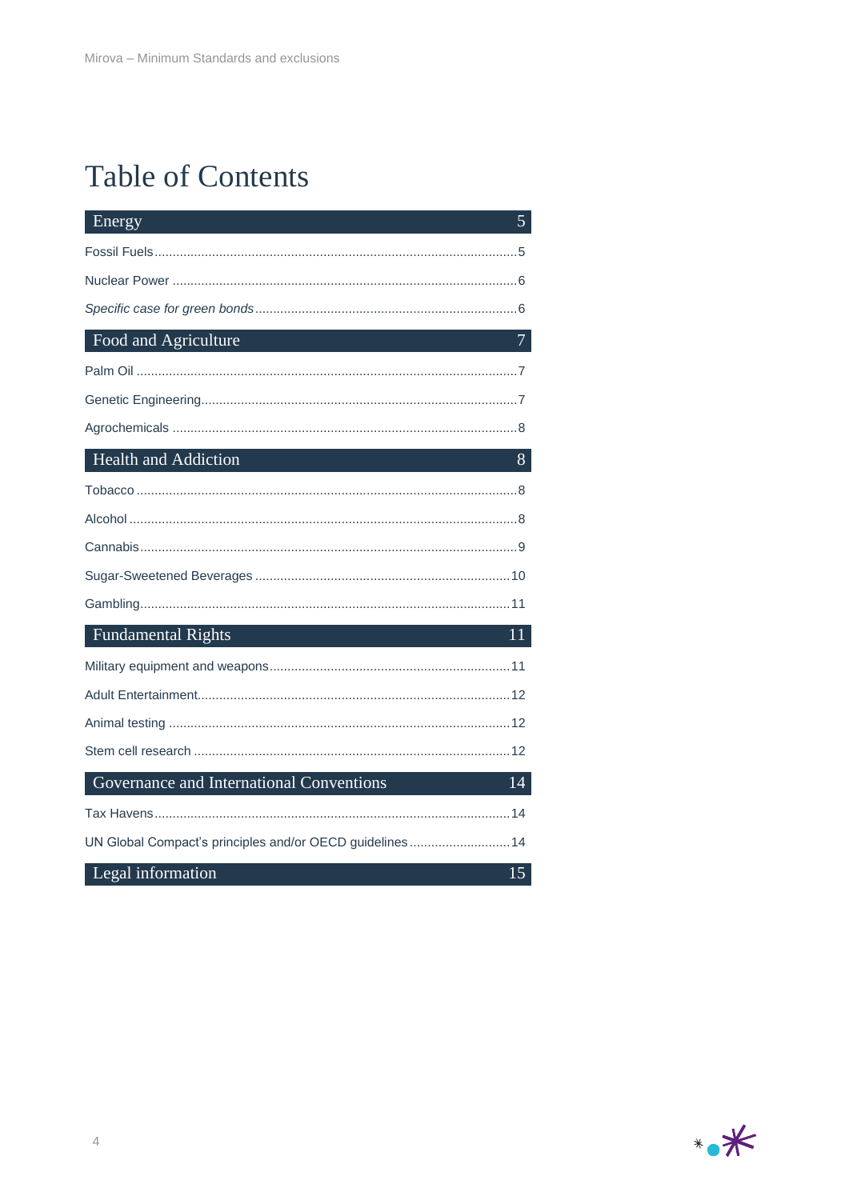# Table of Contents

**Energy** 5

Fossil Fuels ..... 5

Nuclear Power ..... 6

*Specific case for green bonds* ..... 6

**Food and Agriculture** 7

Palm Oil ..... 7

Genetic Engineering ..... 7

Agrochemicals ..... 8

**Health and Addiction** 8

Tobacco ..... 8

Alcohol ..... 8

Cannabis ..... 9

Sugar-Sweetened Beverages ..... 10

Gambling ..... 11

**Fundamental Rights** 11

Military equipment and weapons ..... 11

Adult Entertainment ..... 12

Animal testing ..... 12

Stem cell research ..... 12

**Governance and International Conventions** 14

Tax Havens ..... 14

UN Global Compact's principles and/or OECD guidelines ..... 14

**Legal information** 15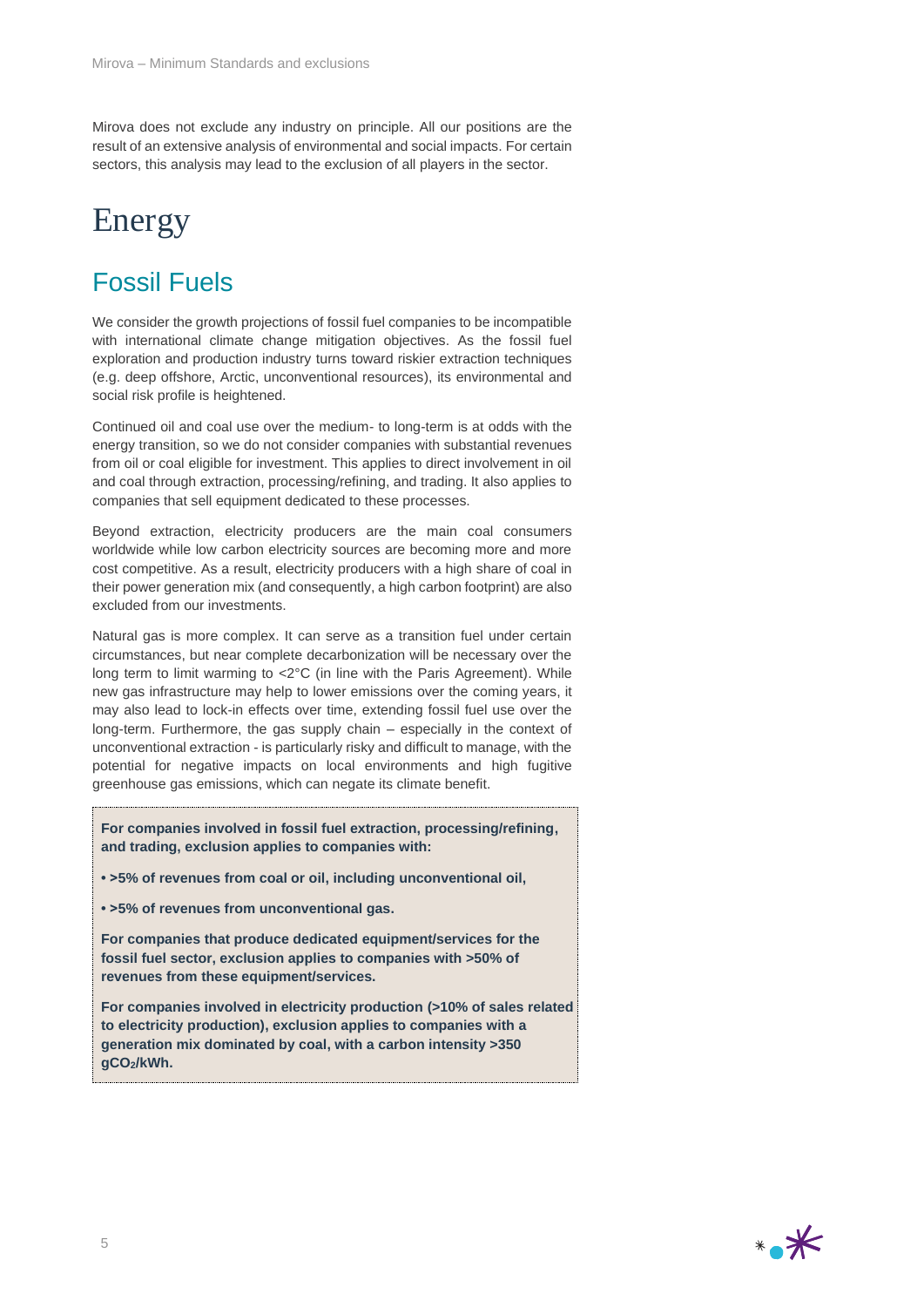Mirova does not exclude any industry on principle. All our positions are the result of an extensive analysis of environmental and social impacts. For certain sectors, this analysis may lead to the exclusion of all players in the sector.

# Energy

## Fossil Fuels

We consider the growth projections of fossil fuel companies to be incompatible with international climate change mitigation objectives. As the fossil fuel exploration and production industry turns toward riskier extraction techniques (e.g. deep offshore, Arctic, unconventional resources), its environmental and social risk profile is heightened.

Continued oil and coal use over the medium- to long-term is at odds with the energy transition, so we do not consider companies with substantial revenues from oil or coal eligible for investment. This applies to direct involvement in oil and coal through extraction, processing/refining, and trading. It also applies to companies that sell equipment dedicated to these processes.

Beyond extraction, electricity producers are the main coal consumers worldwide while low carbon electricity sources are becoming more and more cost competitive. As a result, electricity producers with a high share of coal in their power generation mix (and consequently, a high carbon footprint) are also excluded from our investments.

Natural gas is more complex. It can serve as a transition fuel under certain circumstances, but near complete decarbonization will be necessary over the long term to limit warming to <2°C (in line with the Paris Agreement). While new gas infrastructure may help to lower emissions over the coming years, it may also lead to lock-in effects over time, extending fossil fuel use over the long-term. Furthermore, the gas supply chain – especially in the context of unconventional extraction - is particularly risky and difficult to manage, with the potential for negative impacts on local environments and high fugitive greenhouse gas emissions, which can negate its climate benefit.

**For companies involved in fossil fuel extraction, processing/refining, and trading, exclusion applies to companies with:**

- **>5% of revenues from coal or oil, including unconventional oil,**
- **>5% of revenues from unconventional gas.**

**For companies that produce dedicated equipment/services for the fossil fuel sector, exclusion applies to companies with >50% of revenues from these equipment/services.**

**For companies involved in electricity production (>10% of sales related to electricity production), exclusion applies to companies with a generation mix dominated by coal, with a carbon intensity >350 $gCO_2/kWh$.**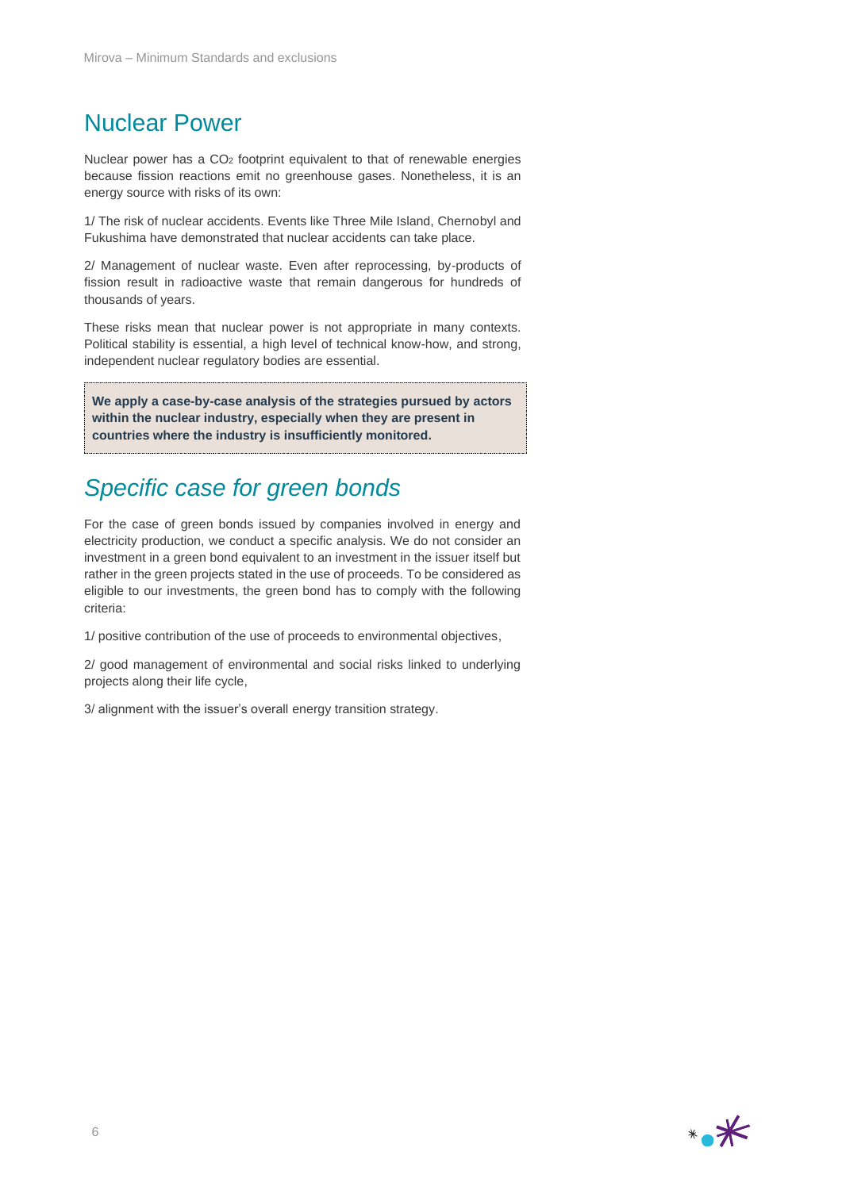## Nuclear Power

Nuclear power has a $CO_2$ footprint equivalent to that of renewable energies because fission reactions emit no greenhouse gases. Nonetheless, it is an energy source with risks of its own:

1/ The risk of nuclear accidents. Events like Three Mile Island, Chernobyl and Fukushima have demonstrated that nuclear accidents can take place.

2/ Management of nuclear waste. Even after reprocessing, by-products of fission result in radioactive waste that remain dangerous for hundreds of thousands of years.

These risks mean that nuclear power is not appropriate in many contexts. Political stability is essential, a high level of technical know-how, and strong, independent nuclear regulatory bodies are essential.

**We apply a case-by-case analysis of the strategies pursued by actors within the nuclear industry, especially when they are present in countries where the industry is insufficiently monitored.**

## *Specific case for green bonds*

For the case of green bonds issued by companies involved in energy and electricity production, we conduct a specific analysis. We do not consider an investment in a green bond equivalent to an investment in the issuer itself but rather in the green projects stated in the use of proceeds. To be considered as eligible to our investments, the green bond has to comply with the following criteria:

1/ positive contribution of the use of proceeds to environmental objectives,

2/ good management of environmental and social risks linked to underlying projects along their life cycle,

3/ alignment with the issuer's overall energy transition strategy.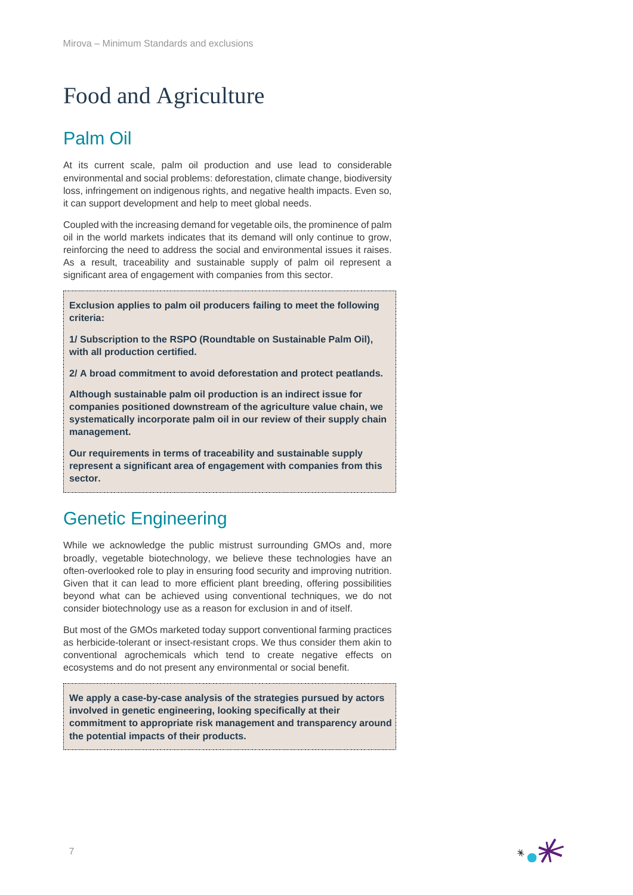# Food and Agriculture

## Palm Oil

At its current scale, palm oil production and use lead to considerable environmental and social problems: deforestation, climate change, biodiversity loss, infringement on indigenous rights, and negative health impacts. Even so, it can support development and help to meet global needs.

Coupled with the increasing demand for vegetable oils, the prominence of palm oil in the world markets indicates that its demand will only continue to grow, reinforcing the need to address the social and environmental issues it raises. As a result, traceability and sustainable supply of palm oil represent a significant area of engagement with companies from this sector.

**Exclusion applies to palm oil producers failing to meet the following criteria:**

**1/ Subscription to the RSPO (Roundtable on Sustainable Palm Oil), with all production certified.**

**2/ A broad commitment to avoid deforestation and protect peatlands.**

**Although sustainable palm oil production is an indirect issue for companies positioned downstream of the agriculture value chain, we systematically incorporate palm oil in our review of their supply chain management.**

**Our requirements in terms of traceability and sustainable supply represent a significant area of engagement with companies from this sector.**

## Genetic Engineering

While we acknowledge the public mistrust surrounding GMOs and, more broadly, vegetable biotechnology, we believe these technologies have an often-overlooked role to play in ensuring food security and improving nutrition. Given that it can lead to more efficient plant breeding, offering possibilities beyond what can be achieved using conventional techniques, we do not consider biotechnology use as a reason for exclusion in and of itself.

But most of the GMOs marketed today support conventional farming practices as herbicide-tolerant or insect-resistant crops. We thus consider them akin to conventional agrochemicals which tend to create negative effects on ecosystems and do not present any environmental or social benefit.

**We apply a case-by-case analysis of the strategies pursued by actors involved in genetic engineering, looking specifically at their commitment to appropriate risk management and transparency around the potential impacts of their products.**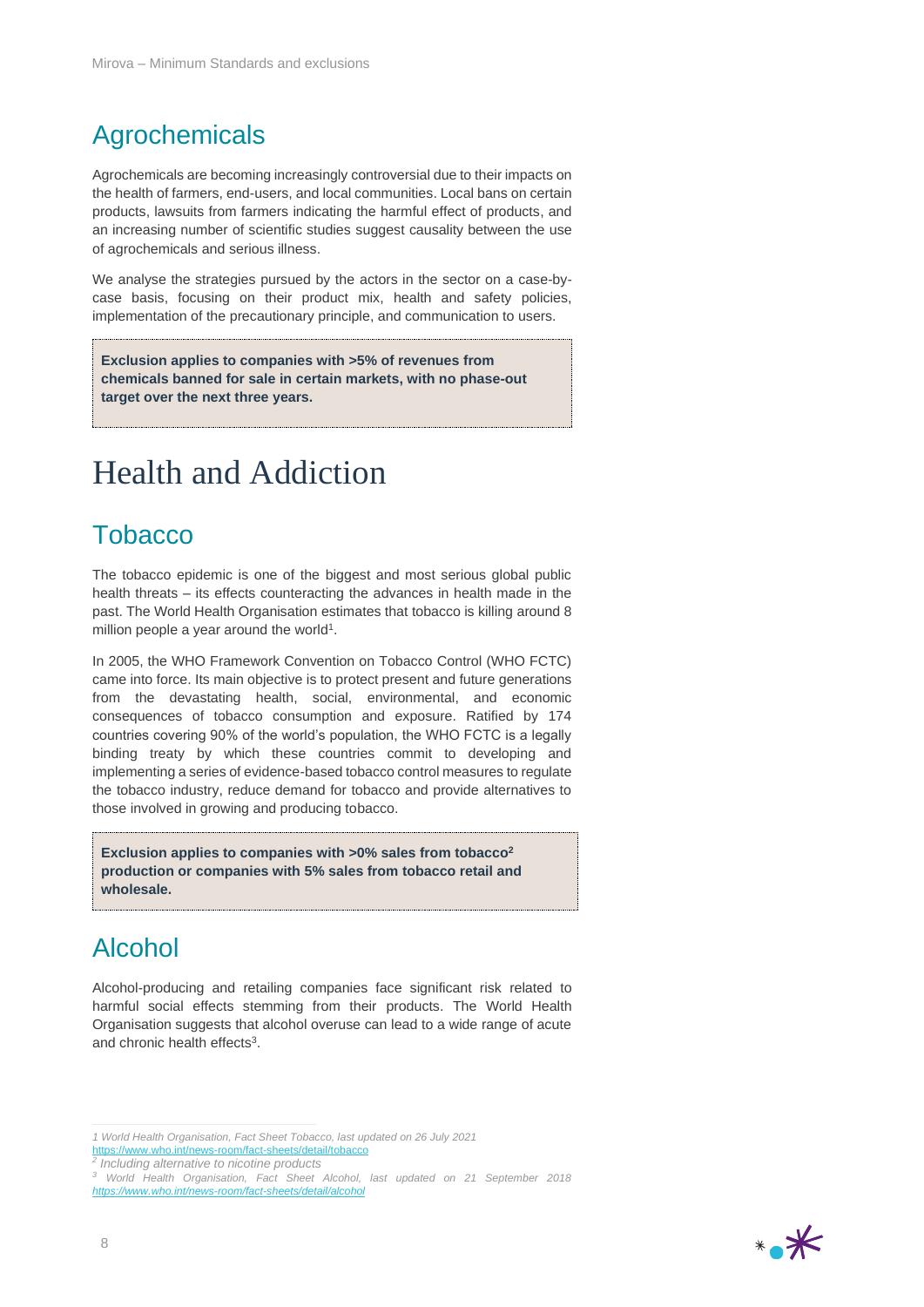## Agrochemicals

Agrochemicals are becoming increasingly controversial due to their impacts on the health of farmers, end-users, and local communities. Local bans on certain products, lawsuits from farmers indicating the harmful effect of products, and an increasing number of scientific studies suggest causality between the use of agrochemicals and serious illness.

We analyse the strategies pursued by the actors in the sector on a case-by-case basis, focusing on their product mix, health and safety policies, implementation of the precautionary principle, and communication to users.

**Exclusion applies to companies with >5% of revenues from chemicals banned for sale in certain markets, with no phase-out target over the next three years.**

# Health and Addiction

## Tobacco

The tobacco epidemic is one of the biggest and most serious global public health threats – its effects counteracting the advances in health made in the past. The World Health Organisation estimates that tobacco is killing around 8 million people a year around the world[1].

In 2005, the WHO Framework Convention on Tobacco Control (WHO FCTC) came into force. Its main objective is to protect present and future generations from the devastating health, social, environmental, and economic consequences of tobacco consumption and exposure. Ratified by 174 countries covering 90% of the world's population, the WHO FCTC is a legally binding treaty by which these countries commit to developing and implementing a series of evidence-based tobacco control measures to regulate the tobacco industry, reduce demand for tobacco and provide alternatives to those involved in growing and producing tobacco.

**Exclusion applies to companies with >0% sales from tobacco[2] production or companies with 5% sales from tobacco retail and wholesale.**

## Alcohol

Alcohol-producing and retailing companies face significant risk related to harmful social effects stemming from their products. The World Health Organisation suggests that alcohol overuse can lead to a wide range of acute and chronic health effects[3].

---

*1 World Health Organisation, Fact Sheet Tobacco, last updated on 26 July 2021* https://www.who.int/news-room/fact-sheets/detail/tobacco

*2 Including alternative to nicotine products*

*3 World Health Organisation, Fact Sheet Alcohol, last updated on 21 September 2018* *https://www.who.int/news-room/fact-sheets/detail/alcohol*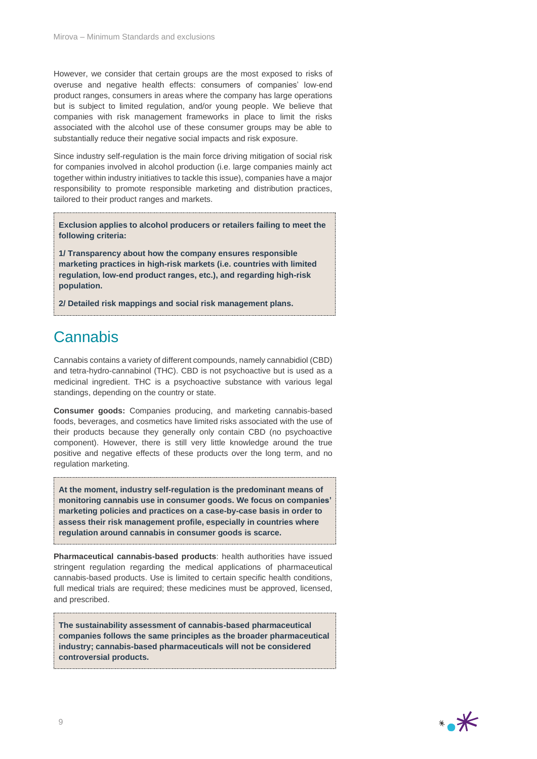However, we consider that certain groups are the most exposed to risks of overuse and negative health effects: consumers of companies' low-end product ranges, consumers in areas where the company has large operations but is subject to limited regulation, and/or young people. We believe that companies with risk management frameworks in place to limit the risks associated with the alcohol use of these consumer groups may be able to substantially reduce their negative social impacts and risk exposure.

Since industry self-regulation is the main force driving mitigation of social risk for companies involved in alcohol production (i.e. large companies mainly act together within industry initiatives to tackle this issue), companies have a major responsibility to promote responsible marketing and distribution practices, tailored to their product ranges and markets.

**Exclusion applies to alcohol producers or retailers failing to meet the following criteria:**

**1/ Transparency about how the company ensures responsible marketing practices in high-risk markets (i.e. countries with limited regulation, low-end product ranges, etc.), and regarding high-risk population.**

**2/ Detailed risk mappings and social risk management plans.**

## Cannabis

Cannabis contains a variety of different compounds, namely cannabidiol (CBD) and tetra-hydro-cannabinol (THC). CBD is not psychoactive but is used as a medicinal ingredient. THC is a psychoactive substance with various legal standings, depending on the country or state.

**Consumer goods:** Companies producing, and marketing cannabis-based foods, beverages, and cosmetics have limited risks associated with the use of their products because they generally only contain CBD (no psychoactive component). However, there is still very little knowledge around the true positive and negative effects of these products over the long term, and no regulation marketing.

**At the moment, industry self-regulation is the predominant means of monitoring cannabis use in consumer goods. We focus on companies' marketing policies and practices on a case-by-case basis in order to assess their risk management profile, especially in countries where regulation around cannabis in consumer goods is scarce.**

**Pharmaceutical cannabis-based products**: health authorities have issued stringent regulation regarding the medical applications of pharmaceutical cannabis-based products. Use is limited to certain specific health conditions, full medical trials are required; these medicines must be approved, licensed, and prescribed.

**The sustainability assessment of cannabis-based pharmaceutical companies follows the same principles as the broader pharmaceutical industry; cannabis-based pharmaceuticals will not be considered controversial products.**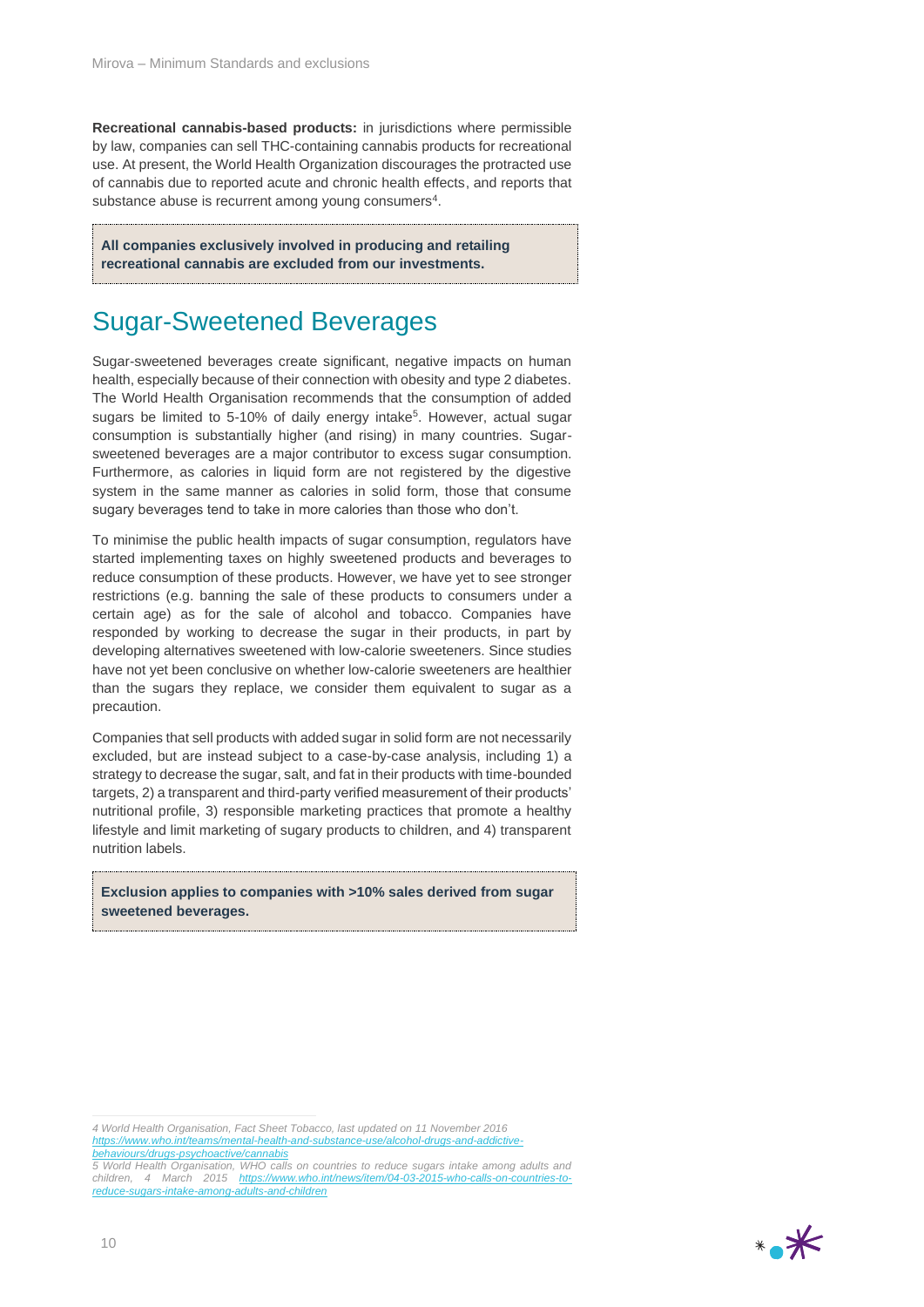**Recreational cannabis-based products:** in jurisdictions where permissible by law, companies can sell THC-containing cannabis products for recreational use. At present, the World Health Organization discourages the protracted use of cannabis due to reported acute and chronic health effects, and reports that substance abuse is recurrent among young consumers[4].

**All companies exclusively involved in producing and retailing recreational cannabis are excluded from our investments.**

## Sugar-Sweetened Beverages

Sugar-sweetened beverages create significant, negative impacts on human health, especially because of their connection with obesity and type 2 diabetes. The World Health Organisation recommends that the consumption of added sugars be limited to 5-10% of daily energy intake[5]. However, actual sugar consumption is substantially higher (and rising) in many countries. Sugar-sweetened beverages are a major contributor to excess sugar consumption. Furthermore, as calories in liquid form are not registered by the digestive system in the same manner as calories in solid form, those that consume sugary beverages tend to take in more calories than those who don't.

To minimise the public health impacts of sugar consumption, regulators have started implementing taxes on highly sweetened products and beverages to reduce consumption of these products. However, we have yet to see stronger restrictions (e.g. banning the sale of these products to consumers under a certain age) as for the sale of alcohol and tobacco. Companies have responded by working to decrease the sugar in their products, in part by developing alternatives sweetened with low-calorie sweeteners. Since studies have not yet been conclusive on whether low-calorie sweeteners are healthier than the sugars they replace, we consider them equivalent to sugar as a precaution.

Companies that sell products with added sugar in solid form are not necessarily excluded, but are instead subject to a case-by-case analysis, including 1) a strategy to decrease the sugar, salt, and fat in their products with time-bounded targets, 2) a transparent and third-party verified measurement of their products' nutritional profile, 3) responsible marketing practices that promote a healthy lifestyle and limit marketing of sugary products to children, and 4) transparent nutrition labels.

**Exclusion applies to companies with >10% sales derived from sugar sweetened beverages.**

---

*4 World Health Organisation, Fact Sheet Tobacco, last updated on 11 November 2016 https://www.who.int/teams/mental-health-and-substance-use/alcohol-drugs-and-addictive-behaviours/drugs-psychoactive/cannabis*

*5 World Health Organisation, WHO calls on countries to reduce sugars intake among adults and children, 4 March 2015 https://www.who.int/news/item/04-03-2015-who-calls-on-countries-to-reduce-sugars-intake-among-adults-and-children*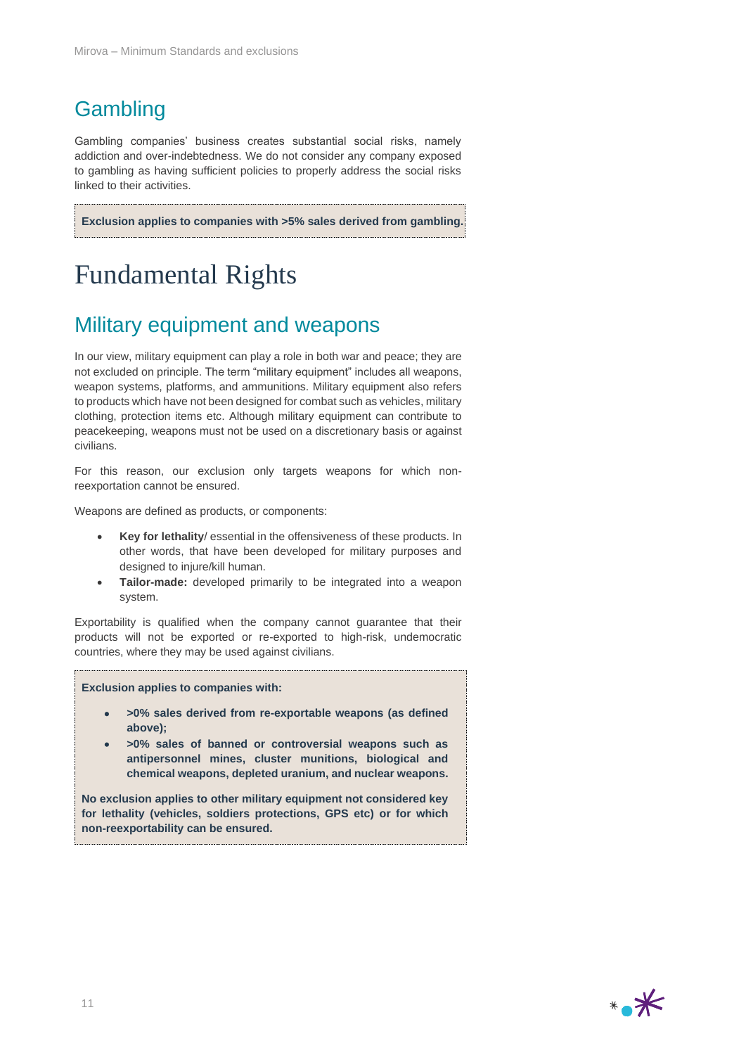## Gambling

Gambling companies' business creates substantial social risks, namely addiction and over-indebtedness. We do not consider any company exposed to gambling as having sufficient policies to properly address the social risks linked to their activities.

**Exclusion applies to companies with >5% sales derived from gambling.**

# Fundamental Rights

## Military equipment and weapons

In our view, military equipment can play a role in both war and peace; they are not excluded on principle. The term "military equipment" includes all weapons, weapon systems, platforms, and ammunitions. Military equipment also refers to products which have not been designed for combat such as vehicles, military clothing, protection items etc. Although military equipment can contribute to peacekeeping, weapons must not be used on a discretionary basis or against civilians.

For this reason, our exclusion only targets weapons for which non-reexportation cannot be ensured.

Weapons are defined as products, or components:

- **Key for lethality**/ essential in the offensiveness of these products. In other words, that have been developed for military purposes and designed to injure/kill human.
- **Tailor-made:** developed primarily to be integrated into a weapon system.

Exportability is qualified when the company cannot guarantee that their products will not be exported or re-exported to high-risk, undemocratic countries, where they may be used against civilians.

**Exclusion applies to companies with:**

- **>0% sales derived from re-exportable weapons (as defined above);**
- **>0% sales of banned or controversial weapons such as antipersonnel mines, cluster munitions, biological and chemical weapons, depleted uranium, and nuclear weapons.**

**No exclusion applies to other military equipment not considered key for lethality (vehicles, soldiers protections, GPS etc) or for which non-reexportability can be ensured.**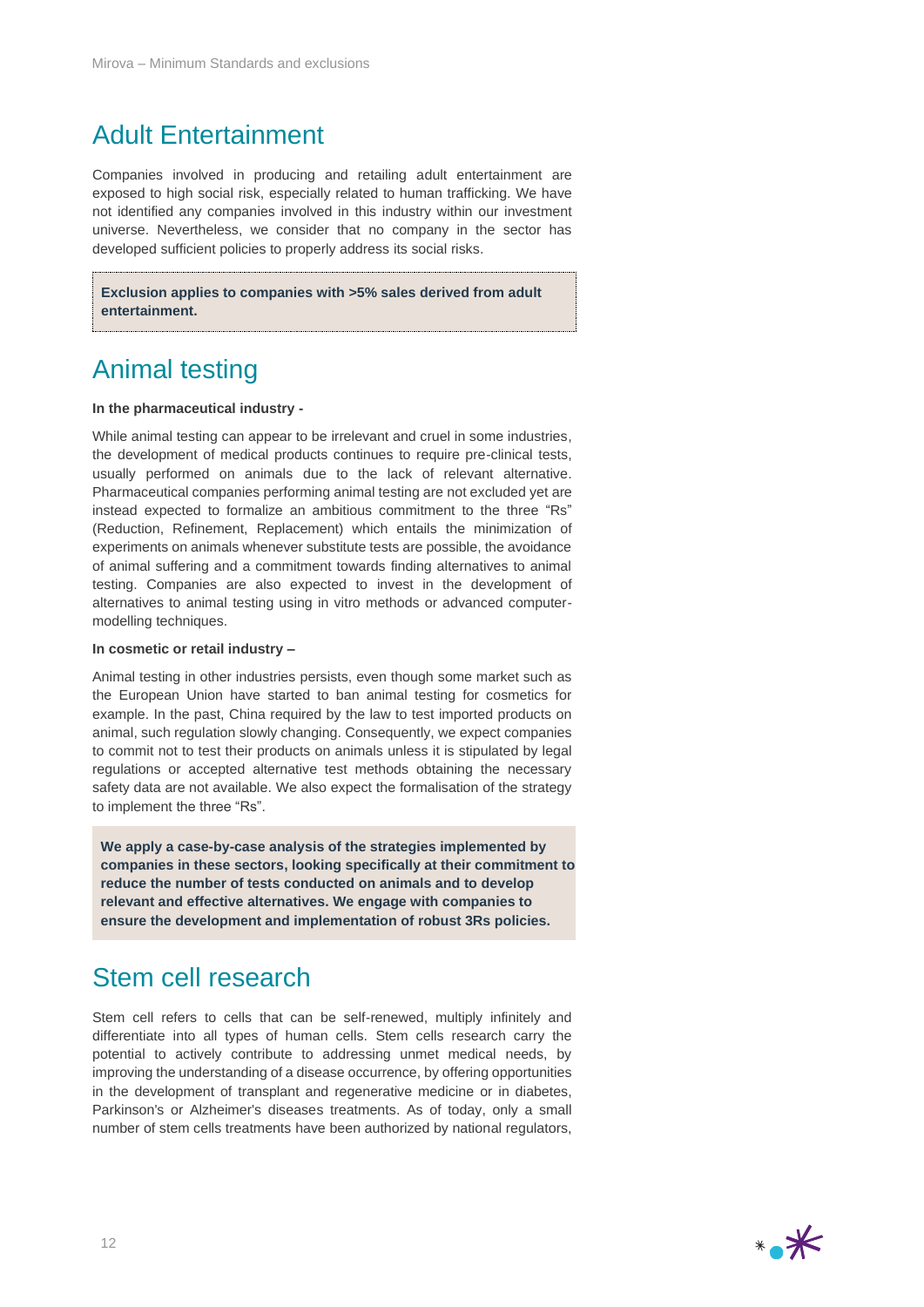## Adult Entertainment

Companies involved in producing and retailing adult entertainment are exposed to high social risk, especially related to human trafficking. We have not identified any companies involved in this industry within our investment universe. Nevertheless, we consider that no company in the sector has developed sufficient policies to properly address its social risks.

**Exclusion applies to companies with >5% sales derived from adult entertainment.**

## Animal testing

**In the pharmaceutical industry -**

While animal testing can appear to be irrelevant and cruel in some industries, the development of medical products continues to require pre-clinical tests, usually performed on animals due to the lack of relevant alternative. Pharmaceutical companies performing animal testing are not excluded yet are instead expected to formalize an ambitious commitment to the three "Rs" (Reduction, Refinement, Replacement) which entails the minimization of experiments on animals whenever substitute tests are possible, the avoidance of animal suffering and a commitment towards finding alternatives to animal testing. Companies are also expected to invest in the development of alternatives to animal testing using in vitro methods or advanced computer-modelling techniques.

**In cosmetic or retail industry –**

Animal testing in other industries persists, even though some market such as the European Union have started to ban animal testing for cosmetics for example. In the past, China required by the law to test imported products on animal, such regulation slowly changing. Consequently, we expect companies to commit not to test their products on animals unless it is stipulated by legal regulations or accepted alternative test methods obtaining the necessary safety data are not available. We also expect the formalisation of the strategy to implement the three "Rs".

**We apply a case-by-case analysis of the strategies implemented by companies in these sectors, looking specifically at their commitment to reduce the number of tests conducted on animals and to develop relevant and effective alternatives. We engage with companies to ensure the development and implementation of robust 3Rs policies.**

## Stem cell research

Stem cell refers to cells that can be self-renewed, multiply infinitely and differentiate into all types of human cells. Stem cells research carry the potential to actively contribute to addressing unmet medical needs, by improving the understanding of a disease occurrence, by offering opportunities in the development of transplant and regenerative medicine or in diabetes, Parkinson's or Alzheimer's diseases treatments. As of today, only a small number of stem cells treatments have been authorized by national regulators,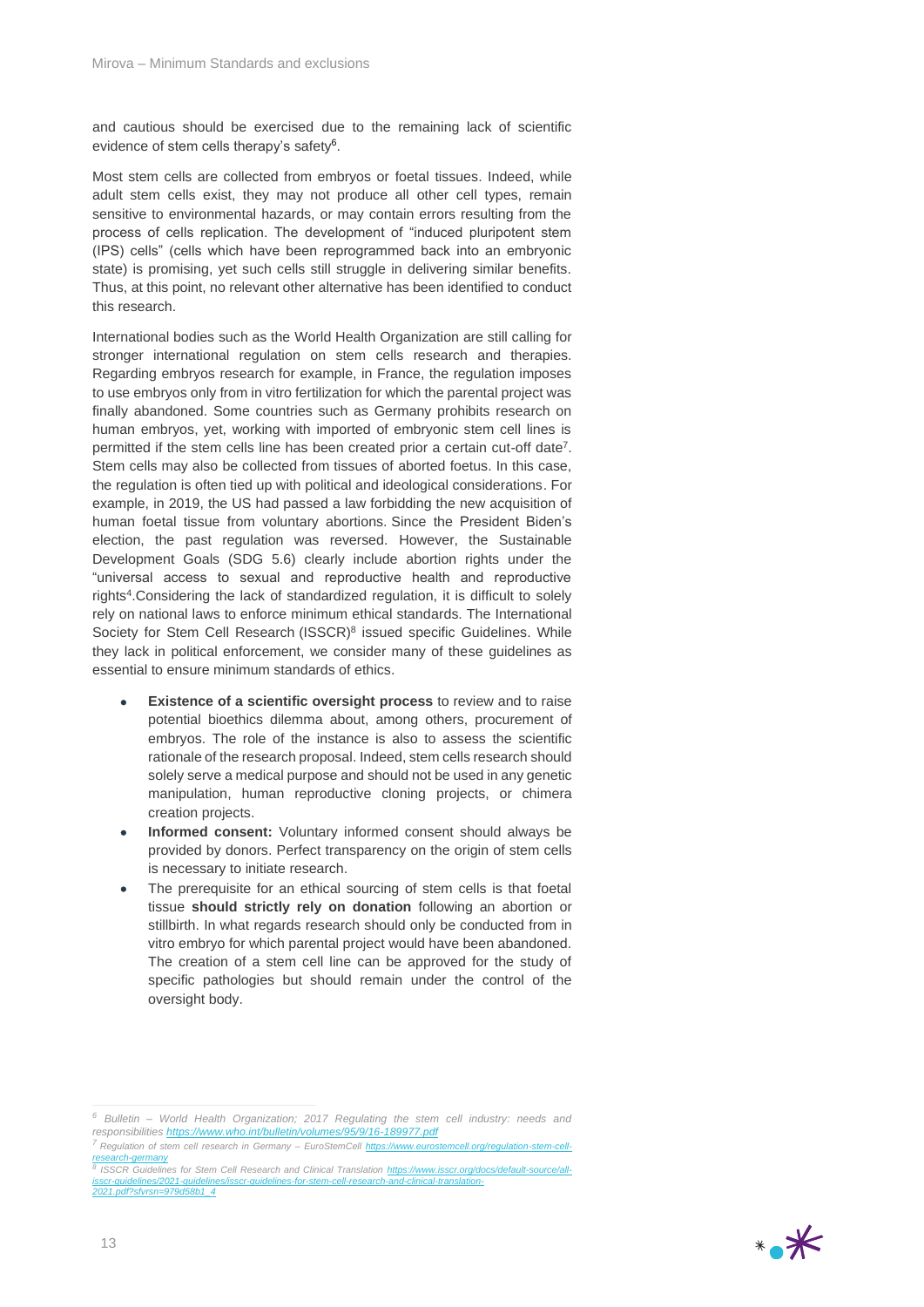and cautious should be exercised due to the remaining lack of scientific evidence of stem cells therapy's safety[6].

Most stem cells are collected from embryos or foetal tissues. Indeed, while adult stem cells exist, they may not produce all other cell types, remain sensitive to environmental hazards, or may contain errors resulting from the process of cells replication. The development of "induced pluripotent stem (IPS) cells" (cells which have been reprogrammed back into an embryonic state) is promising, yet such cells still struggle in delivering similar benefits. Thus, at this point, no relevant other alternative has been identified to conduct this research.

International bodies such as the World Health Organization are still calling for stronger international regulation on stem cells research and therapies. Regarding embryos research for example, in France, the regulation imposes to use embryos only from in vitro fertilization for which the parental project was finally abandoned. Some countries such as Germany prohibits research on human embryos, yet, working with imported of embryonic stem cell lines is permitted if the stem cells line has been created prior a certain cut-off date[7]. Stem cells may also be collected from tissues of aborted foetus. In this case, the regulation is often tied up with political and ideological considerations. For example, in 2019, the US had passed a law forbidding the new acquisition of human foetal tissue from voluntary abortions. Since the President Biden's election, the past regulation was reversed. However, the Sustainable Development Goals (SDG 5.6) clearly include abortion rights under the "universal access to sexual and reproductive health and reproductive rights[4].Considering the lack of standardized regulation, it is difficult to solely rely on national laws to enforce minimum ethical standards. The International Society for Stem Cell Research (ISSCR)[8] issued specific Guidelines. While they lack in political enforcement, we consider many of these guidelines as essential to ensure minimum standards of ethics.

- **Existence of a scientific oversight process** to review and to raise potential bioethics dilemma about, among others, procurement of embryos. The role of the instance is also to assess the scientific rationale of the research proposal. Indeed, stem cells research should solely serve a medical purpose and should not be used in any genetic manipulation, human reproductive cloning projects, or chimera creation projects.
- **Informed consent:** Voluntary informed consent should always be provided by donors. Perfect transparency on the origin of stem cells is necessary to initiate research.
- The prerequisite for an ethical sourcing of stem cells is that foetal tissue **should strictly rely on donation** following an abortion or stillbirth. In what regards research should only be conducted from in vitro embryo for which parental project would have been abandoned. The creation of a stem cell line can be approved for the study of specific pathologies but should remain under the control of the oversight body.

---

[6] *Bulletin – World Health Organization; 2017 Regulating the stem cell industry: needs and responsibilities https://www.who.int/bulletin/volumes/95/9/16-189977.pdf*

[7] *Regulation of stem cell research in Germany – EuroStemCell https://www.eurostemcell.org/regulation-stem-cell-research-germany*

[8] *ISSCR Guidelines for Stem Cell Research and Clinical Translation https://www.isscr.org/docs/default-source/all-isscr-guidelines/2021-guidelines/isscr-guidelines-for-stem-cell-research-and-clinical-translation-2021.pdf?sfvrsn=979d58b1_4*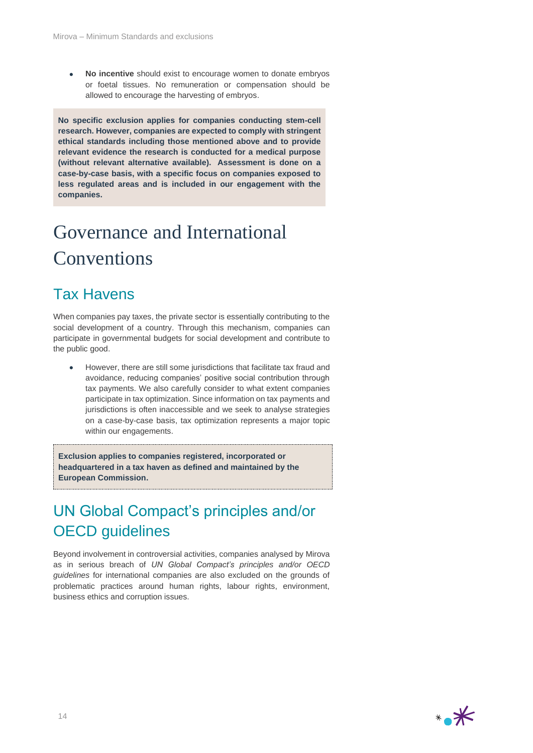- **No incentive** should exist to encourage women to donate embryos or foetal tissues. No remuneration or compensation should be allowed to encourage the harvesting of embryos.

**No specific exclusion applies for companies conducting stem-cell research. However, companies are expected to comply with stringent ethical standards including those mentioned above and to provide relevant evidence the research is conducted for a medical purpose (without relevant alternative available). Assessment is done on a case-by-case basis, with a specific focus on companies exposed to less regulated areas and is included in our engagement with the companies.**

# Governance and International Conventions

## Tax Havens

When companies pay taxes, the private sector is essentially contributing to the social development of a country. Through this mechanism, companies can participate in governmental budgets for social development and contribute to the public good.

- However, there are still some jurisdictions that facilitate tax fraud and avoidance, reducing companies' positive social contribution through tax payments. We also carefully consider to what extent companies participate in tax optimization. Since information on tax payments and jurisdictions is often inaccessible and we seek to analyse strategies on a case-by-case basis, tax optimization represents a major topic within our engagements.

**Exclusion applies to companies registered, incorporated or headquartered in a tax haven as defined and maintained by the European Commission.**

## UN Global Compact's principles and/or OECD guidelines

Beyond involvement in controversial activities, companies analysed by Mirova as in serious breach of *UN Global Compact's principles and/or OECD guidelines* for international companies are also excluded on the grounds of problematic practices around human rights, labour rights, environment, business ethics and corruption issues.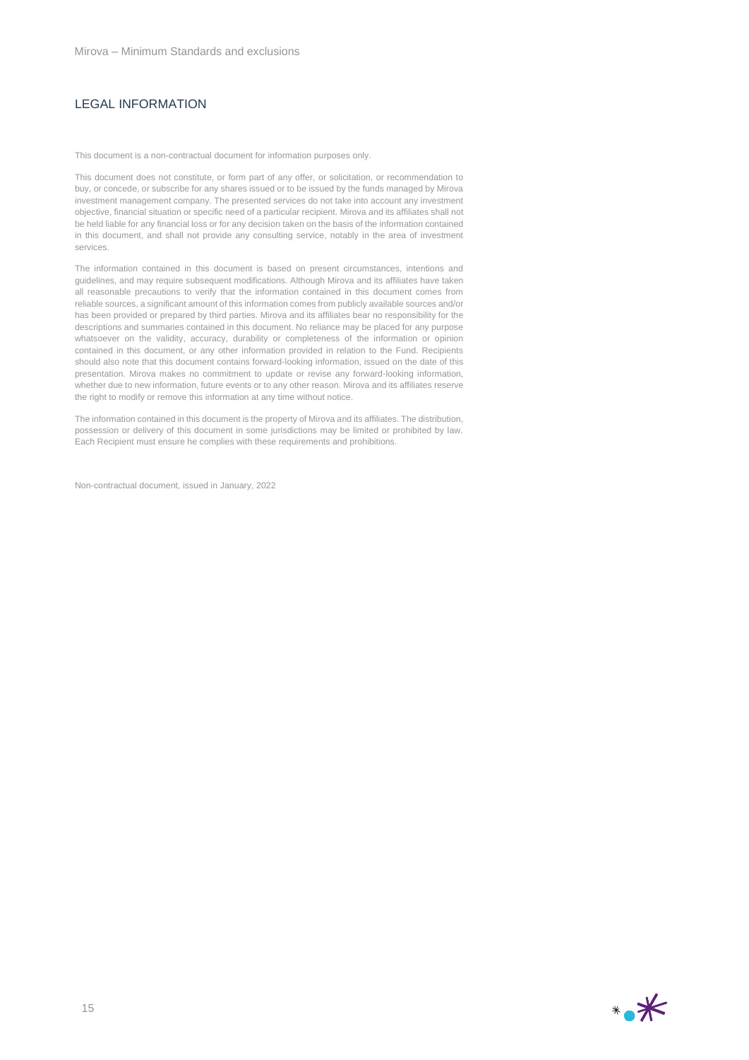## LEGAL INFORMATION

This document is a non-contractual document for information purposes only.

This document does not constitute, or form part of any offer, or solicitation, or recommendation to buy, or concede, or subscribe for any shares issued or to be issued by the funds managed by Mirova investment management company. The presented services do not take into account any investment objective, financial situation or specific need of a particular recipient. Mirova and its affiliates shall not be held liable for any financial loss or for any decision taken on the basis of the information contained in this document, and shall not provide any consulting service, notably in the area of investment services.

The information contained in this document is based on present circumstances, intentions and guidelines, and may require subsequent modifications. Although Mirova and its affiliates have taken all reasonable precautions to verify that the information contained in this document comes from reliable sources, a significant amount of this information comes from publicly available sources and/or has been provided or prepared by third parties. Mirova and its affiliates bear no responsibility for the descriptions and summaries contained in this document. No reliance may be placed for any purpose whatsoever on the validity, accuracy, durability or completeness of the information or opinion contained in this document, or any other information provided in relation to the Fund. Recipients should also note that this document contains forward-looking information, issued on the date of this presentation. Mirova makes no commitment to update or revise any forward-looking information, whether due to new information, future events or to any other reason. Mirova and its affiliates reserve the right to modify or remove this information at any time without notice.

The information contained in this document is the property of Mirova and its affiliates. The distribution, possession or delivery of this document in some jurisdictions may be limited or prohibited by law. Each Recipient must ensure he complies with these requirements and prohibitions.

Non-contractual document, issued in January, 2022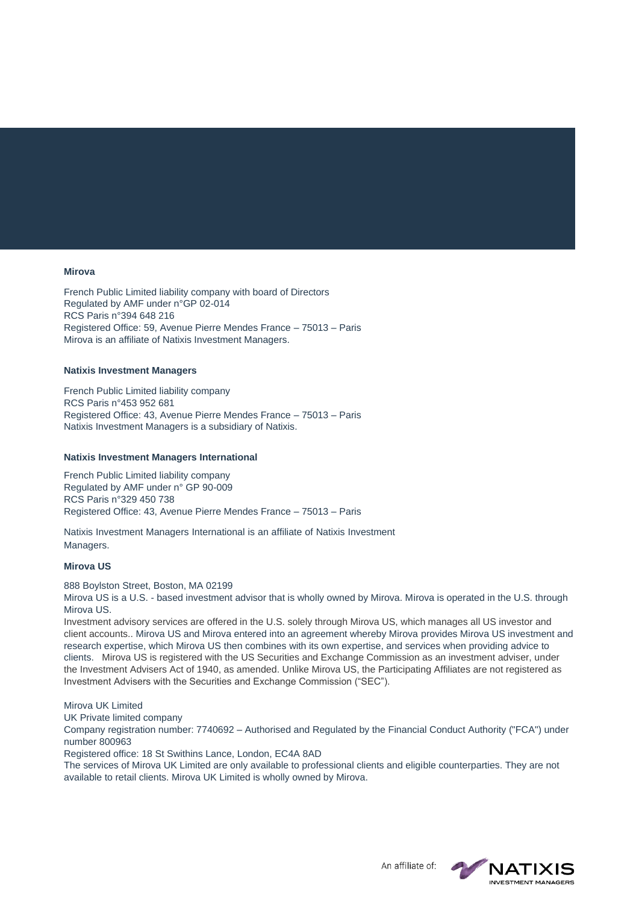**Mirova**

French Public Limited liability company with board of Directors
Regulated by AMF under n°GP 02-014
RCS Paris n°394 648 216
Registered Office: 59, Avenue Pierre Mendes France – 75013 – Paris
Mirova is an affiliate of Natixis Investment Managers.

**Natixis Investment Managers**

French Public Limited liability company
RCS Paris n°453 952 681
Registered Office: 43, Avenue Pierre Mendes France – 75013 – Paris
Natixis Investment Managers is a subsidiary of Natixis.

**Natixis Investment Managers International**

French Public Limited liability company
Regulated by AMF under n° GP 90-009
RCS Paris n°329 450 738
Registered Office: 43, Avenue Pierre Mendes France – 75013 – Paris

Natixis Investment Managers International is an affiliate of Natixis Investment Managers.

**Mirova US**

888 Boylston Street, Boston, MA 02199
Mirova US is a U.S. - based investment advisor that is wholly owned by Mirova. Mirova is operated in the U.S. through Mirova US.
Investment advisory services are offered in the U.S. solely through Mirova US, which manages all US investor and client accounts.. Mirova US and Mirova entered into an agreement whereby Mirova provides Mirova US investment and research expertise, which Mirova US then combines with its own expertise, and services when providing advice to clients. Mirova US is registered with the US Securities and Exchange Commission as an investment adviser, under the Investment Advisers Act of 1940, as amended. Unlike Mirova US, the Participating Affiliates are not registered as Investment Advisers with the Securities and Exchange Commission ("SEC").

Mirova UK Limited
UK Private limited company
Company registration number: 7740692 – Authorised and Regulated by the Financial Conduct Authority ("FCA") under number 800963
Registered office: 18 St Swithins Lance, London, EC4A 8AD
The services of Mirova UK Limited are only available to professional clients and eligible counterparties. They are not available to retail clients. Mirova UK Limited is wholly owned by Mirova.

An affiliate of: NATIXIS INVESTMENT MANAGERS